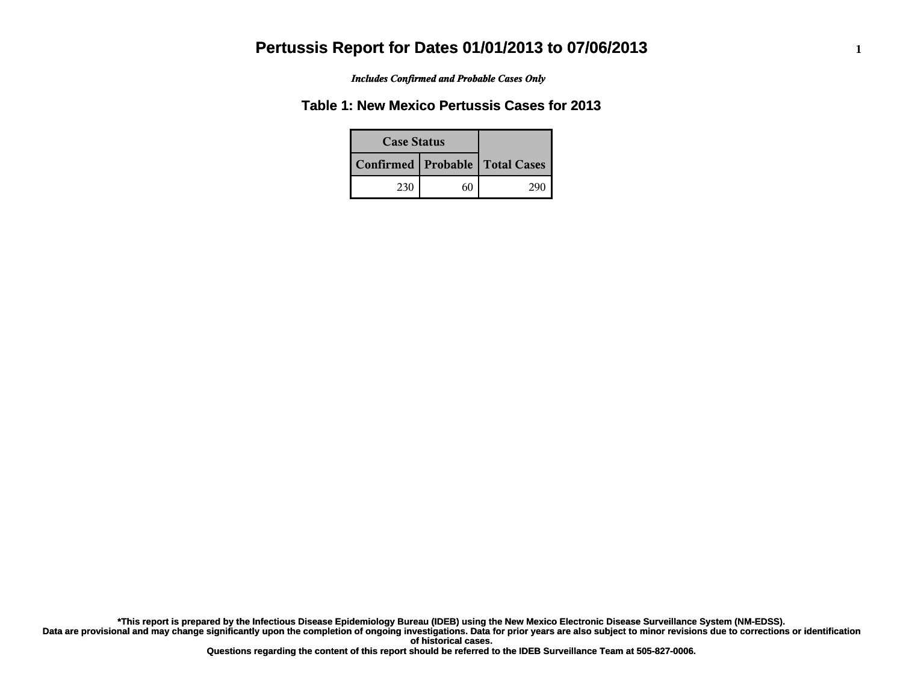# Pertussis Report for Dates 01/01/2013 to 07/06/2013

***Includes Confirmed and Probable Cases Only***

## Table 1: New Mexico Pertussis Cases for 2013

| Case Status | | |
| --- | --- | --- |
| Confirmed | Probable | Total Cases |
| 230 | 60 | 290 |

**\*This report is prepared by the Infectious Disease Epidemiology Bureau (IDEB) using the New Mexico Electronic Disease Surveillance System (NM-EDSS).**
**Data are provisional and may change significantly upon the completion of ongoing investigations. Data for prior years are also subject to minor revisions due to corrections or identification of historical cases.**
**Questions regarding the content of this report should be referred to the IDEB Surveillance Team at 505-827-0006.**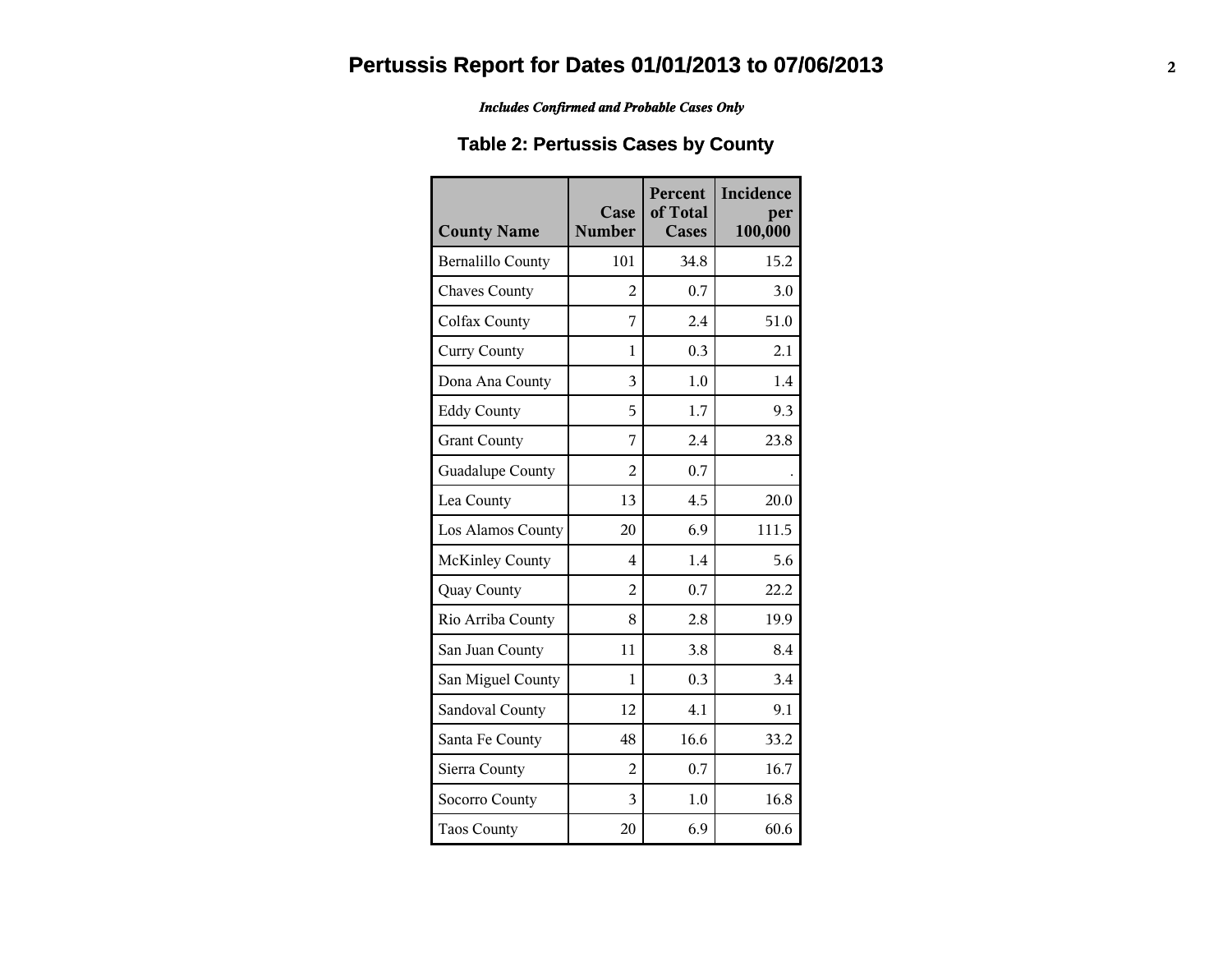# Pertussis Report for Dates 01/01/2013 to 07/06/2013

***Includes Confirmed and Probable Cases Only***

## Table 2: Pertussis Cases by County

| County Name | Case Number | Percent of Total Cases | Incidence per 100,000 |
|---|---|---|---|
| Bernalillo County | 101 | 34.8 | 15.2 |
| Chaves County | 2 | 0.7 | 3.0 |
| Colfax County | 7 | 2.4 | 51.0 |
| Curry County | 1 | 0.3 | 2.1 |
| Dona Ana County | 3 | 1.0 | 1.4 |
| Eddy County | 5 | 1.7 | 9.3 |
| Grant County | 7 | 2.4 | 23.8 |
| Guadalupe County | 2 | 0.7 | . |
| Lea County | 13 | 4.5 | 20.0 |
| Los Alamos County | 20 | 6.9 | 111.5 |
| McKinley County | 4 | 1.4 | 5.6 |
| Quay County | 2 | 0.7 | 22.2 |
| Rio Arriba County | 8 | 2.8 | 19.9 |
| San Juan County | 11 | 3.8 | 8.4 |
| San Miguel County | 1 | 0.3 | 3.4 |
| Sandoval County | 12 | 4.1 | 9.1 |
| Santa Fe County | 48 | 16.6 | 33.2 |
| Sierra County | 2 | 0.7 | 16.7 |
| Socorro County | 3 | 1.0 | 16.8 |
| Taos County | 20 | 6.9 | 60.6 |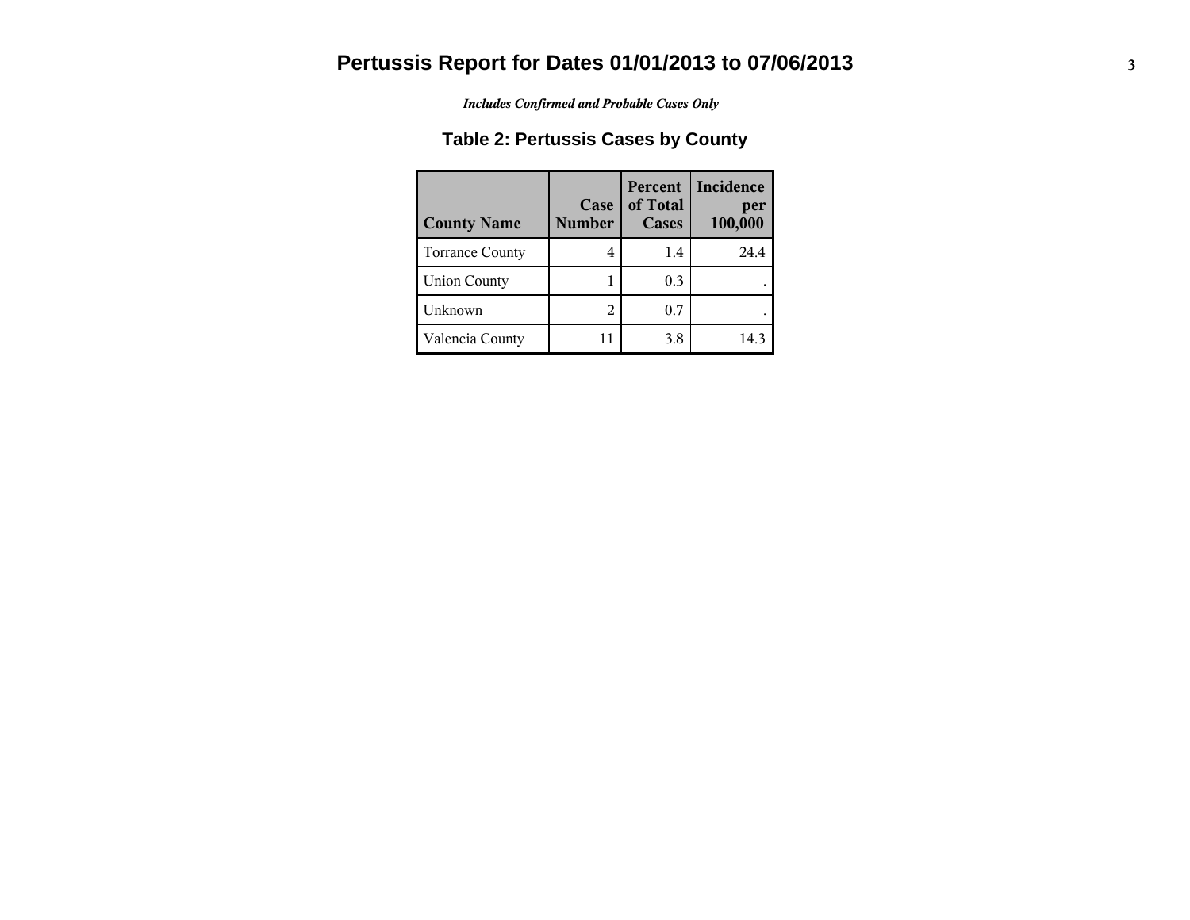# Pertussis Report for Dates 01/01/2013 to 07/06/2013

*Includes Confirmed and Probable Cases Only*

## Table 2: Pertussis Cases by County

| County Name | Case Number | Percent of Total Cases | Incidence per 100,000 |
| --- | --- | --- | --- |
| Torrance County | 4 | 1.4 | 24.4 |
| Union County | 1 | 0.3 | . |
| Unknown | 2 | 0.7 | . |
| Valencia County | 11 | 3.8 | 14.3 |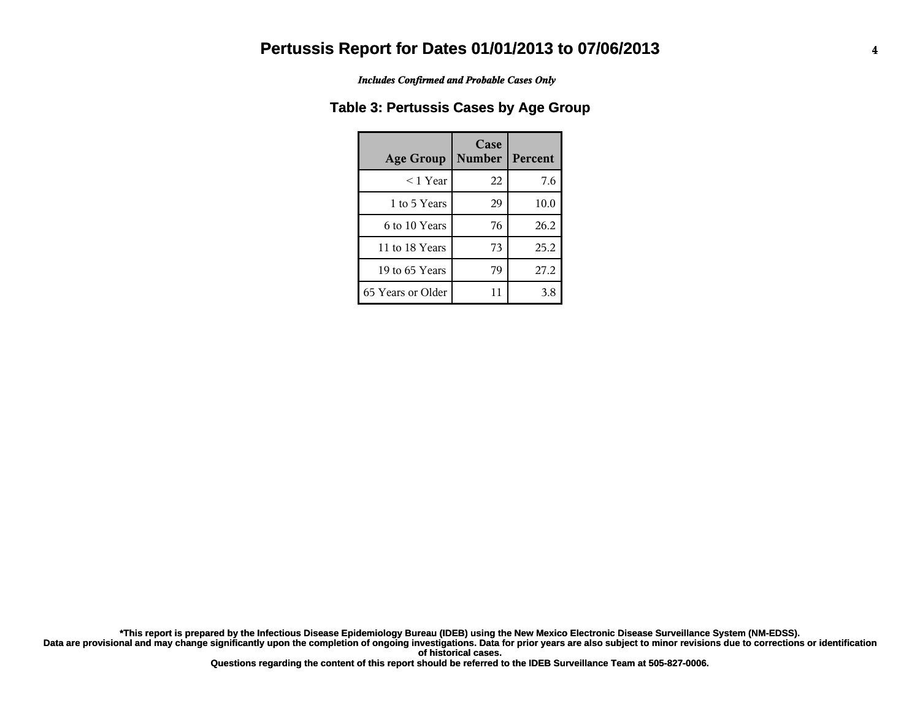# Pertussis Report for Dates 01/01/2013 to 07/06/2013

***Includes Confirmed and Probable Cases Only***

## Table 3: Pertussis Cases by Age Group

| Age Group | Case Number | Percent |
|---|---|---|
| < 1 Year | 22 | 7.6 |
| 1 to 5 Years | 29 | 10.0 |
| 6 to 10 Years | 76 | 26.2 |
| 11 to 18 Years | 73 | 25.2 |
| 19 to 65 Years | 79 | 27.2 |
| 65 Years or Older | 11 | 3.8 |

**\*This report is prepared by the Infectious Disease Epidemiology Bureau (IDEB) using the New Mexico Electronic Disease Surveillance System (NM-EDSS).**
**Data are provisional and may change significantly upon the completion of ongoing investigations. Data for prior years are also subject to minor revisions due to corrections or identification of historical cases.**
**Questions regarding the content of this report should be referred to the IDEB Surveillance Team at 505-827-0006.**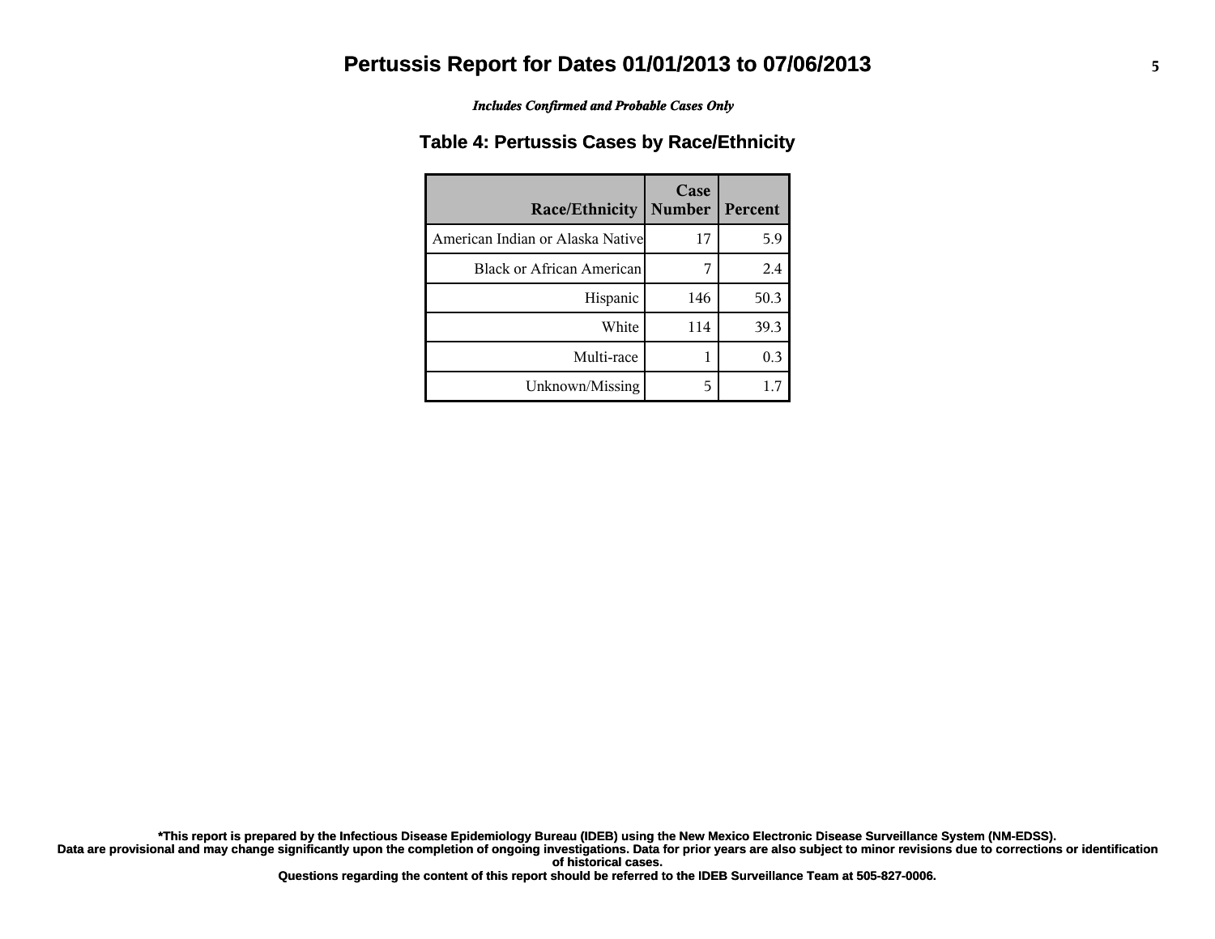# Pertussis Report for Dates 01/01/2013 to 07/06/2013

*Includes Confirmed and Probable Cases Only*

## Table 4: Pertussis Cases by Race/Ethnicity

| Race/Ethnicity | Case Number | Percent |
|---|---|---|
| American Indian or Alaska Native | 17 | 5.9 |
| Black or African American | 7 | 2.4 |
| Hispanic | 146 | 50.3 |
| White | 114 | 39.3 |
| Multi-race | 1 | 0.3 |
| Unknown/Missing | 5 | 1.7 |

**\*This report is prepared by the Infectious Disease Epidemiology Bureau (IDEB) using the New Mexico Electronic Disease Surveillance System (NM-EDSS).**
**Data are provisional and may change significantly upon the completion of ongoing investigations. Data for prior years are also subject to minor revisions due to corrections or identification of historical cases.**
**Questions regarding the content of this report should be referred to the IDEB Surveillance Team at 505-827-0006.**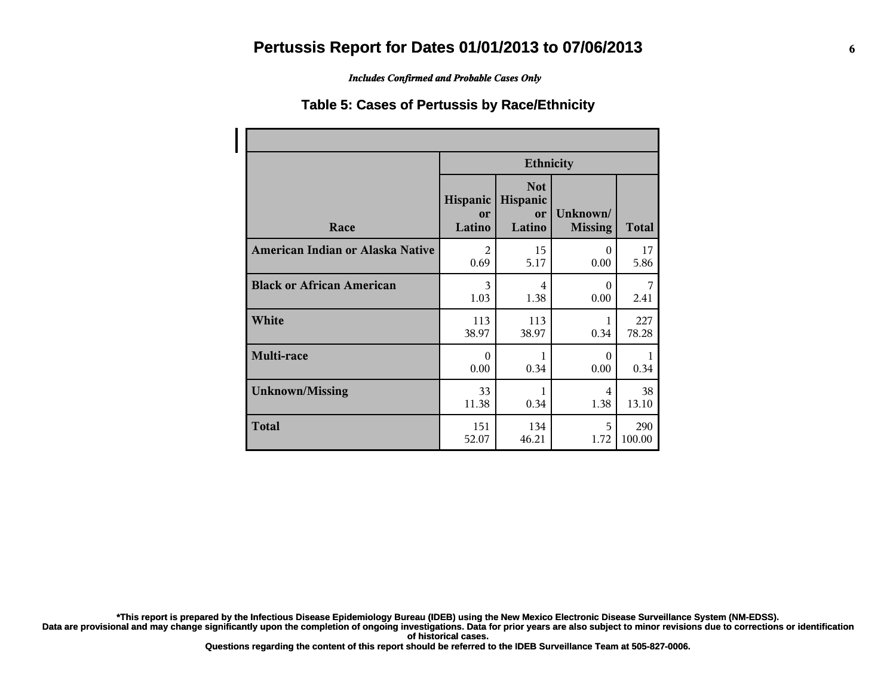# Pertussis Report for Dates 01/01/2013 to 07/06/2013

*Includes Confirmed and Probable Cases Only*

## Table 5: Cases of Pertussis by Race/Ethnicity

| Race | Ethnicity | | | |
|---|---|---|---|---|
| | Hispanic or Latino | Not Hispanic or Latino | Unknown/ Missing | Total |
| **American Indian or Alaska Native** | 2<br>0.69 | 15<br>5.17 | 0<br>0.00 | 17<br>5.86 |
| **Black or African American** | 3<br>1.03 | 4<br>1.38 | 0<br>0.00 | 7<br>2.41 |
| **White** | 113<br>38.97 | 113<br>38.97 | 1<br>0.34 | 227<br>78.28 |
| **Multi-race** | 0<br>0.00 | 1<br>0.34 | 0<br>0.00 | 1<br>0.34 |
| **Unknown/Missing** | 33<br>11.38 | 1<br>0.34 | 4<br>1.38 | 38<br>13.10 |
| **Total** | 151<br>52.07 | 134<br>46.21 | 5<br>1.72 | 290<br>100.00 |

**\*This report is prepared by the Infectious Disease Epidemiology Bureau (IDEB) using the New Mexico Electronic Disease Surveillance System (NM-EDSS). Data are provisional and may change significantly upon the completion of ongoing investigations. Data for prior years are also subject to minor revisions due to corrections or identification of historical cases.**

**Questions regarding the content of this report should be referred to the IDEB Surveillance Team at 505-827-0006.**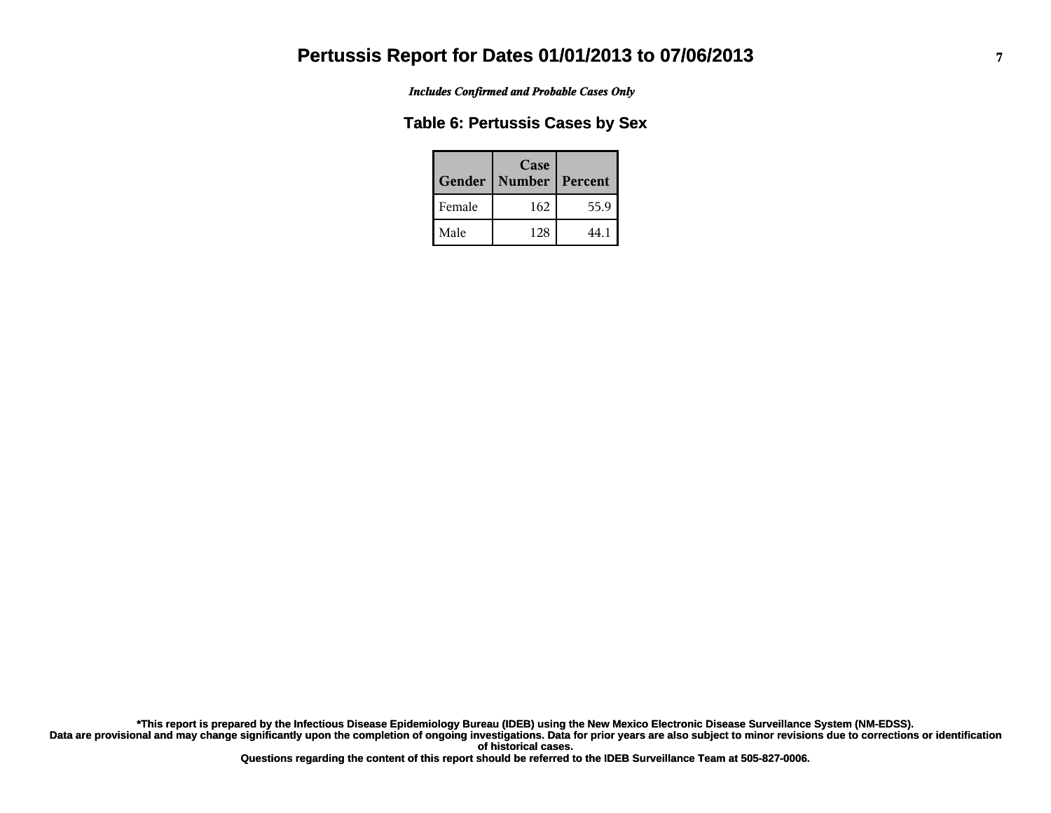# Pertussis Report for Dates 01/01/2013 to 07/06/2013

***Includes Confirmed and Probable Cases Only***

## Table 6: Pertussis Cases by Sex

| Gender | Case Number | Percent |
|---|---|---|
| Female | 162 | 55.9 |
| Male | 128 | 44.1 |

**\*This report is prepared by the Infectious Disease Epidemiology Bureau (IDEB) using the New Mexico Electronic Disease Surveillance System (NM-EDSS). Data are provisional and may change significantly upon the completion of ongoing investigations. Data for prior years are also subject to minor revisions due to corrections or identification of historical cases.**

**Questions regarding the content of this report should be referred to the IDEB Surveillance Team at 505-827-0006.**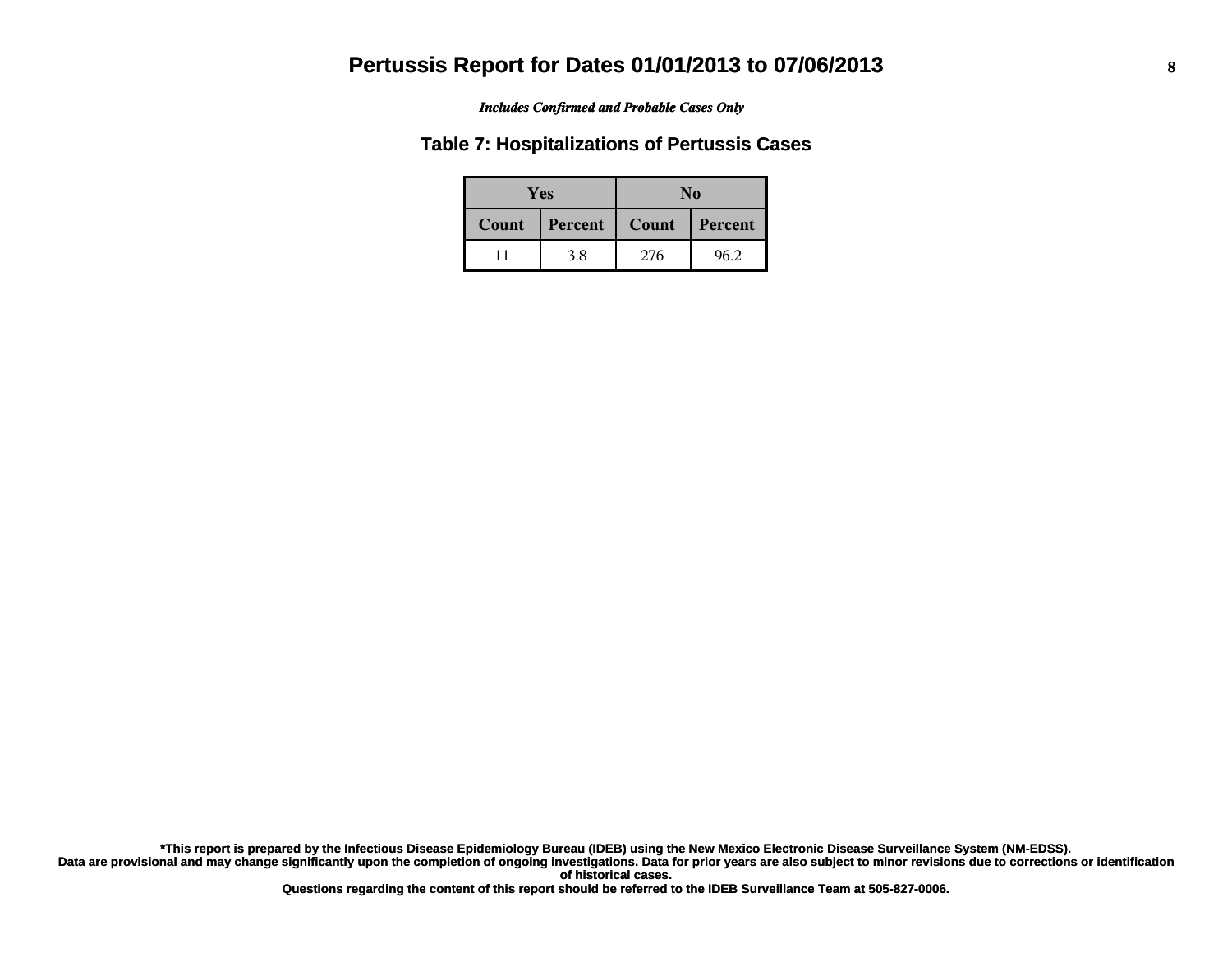# Pertussis Report for Dates 01/01/2013 to 07/06/2013

*Includes Confirmed and Probable Cases Only*

## Table 7: Hospitalizations of Pertussis Cases

| Yes | | No | |
|---|---|---|---|
| **Count** | **Percent** | **Count** | **Percent** |
| 11 | 3.8 | 276 | 96.2 |

**\*This report is prepared by the Infectious Disease Epidemiology Bureau (IDEB) using the New Mexico Electronic Disease Surveillance System (NM-EDSS).**
**Data are provisional and may change significantly upon the completion of ongoing investigations. Data for prior years are also subject to minor revisions due to corrections or identification of historical cases.**
**Questions regarding the content of this report should be referred to the IDEB Surveillance Team at 505-827-0006.**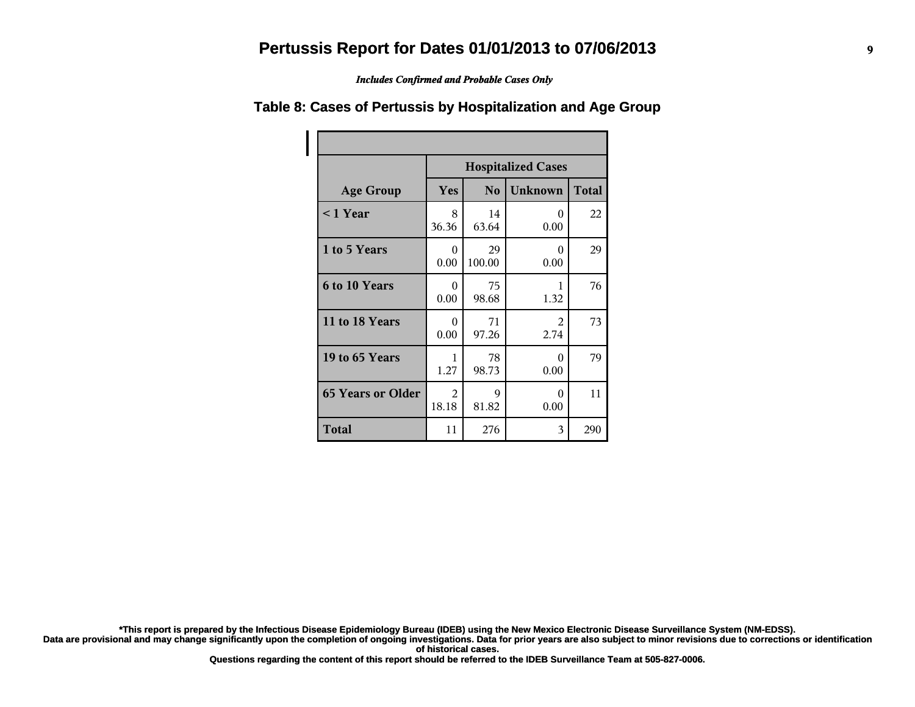# Pertussis Report for Dates 01/01/2013 to 07/06/2013

*Includes Confirmed and Probable Cases Only*

## Table 8: Cases of Pertussis by Hospitalization and Age Group

| | Hospitalized Cases | | | |
|---|---|---|---|---|
| **Age Group** | **Yes** | **No** | **Unknown** | **Total** |
| **< 1 Year** | 8<br>36.36 | 14<br>63.64 | 0<br>0.00 | 22 |
| **1 to 5 Years** | 0<br>0.00 | 29<br>100.00 | 0<br>0.00 | 29 |
| **6 to 10 Years** | 0<br>0.00 | 75<br>98.68 | 1<br>1.32 | 76 |
| **11 to 18 Years** | 0<br>0.00 | 71<br>97.26 | 2<br>2.74 | 73 |
| **19 to 65 Years** | 1<br>1.27 | 78<br>98.73 | 0<br>0.00 | 79 |
| **65 Years or Older** | 2<br>18.18 | 9<br>81.82 | 0<br>0.00 | 11 |
| **Total** | 11 | 276 | 3 | 290 |

**\*This report is prepared by the Infectious Disease Epidemiology Bureau (IDEB) using the New Mexico Electronic Disease Surveillance System (NM-EDSS).**
**Data are provisional and may change significantly upon the completion of ongoing investigations. Data for prior years are also subject to minor revisions due to corrections or identification of historical cases.**
**Questions regarding the content of this report should be referred to the IDEB Surveillance Team at 505-827-0006.**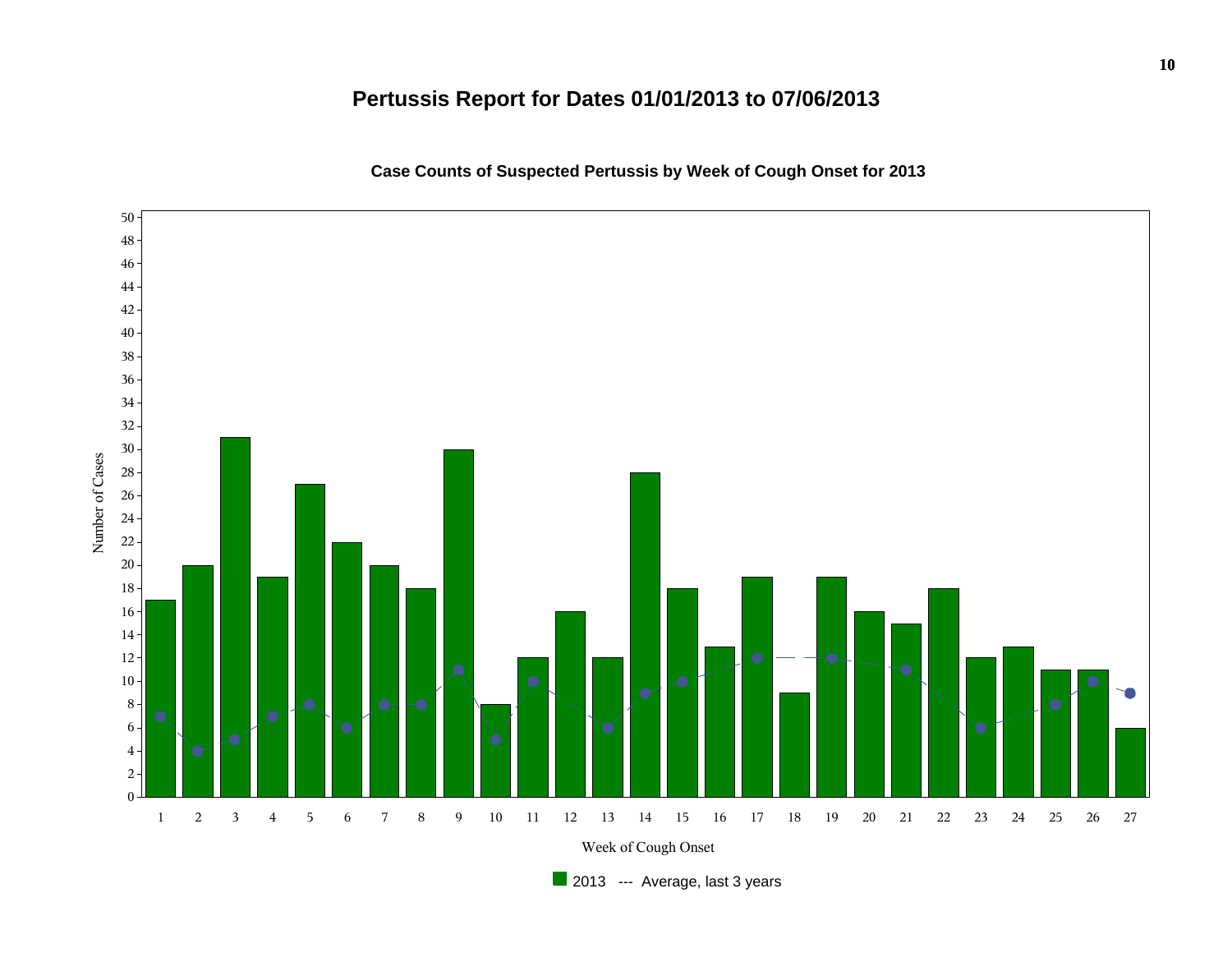# Pertussis Report for Dates 01/01/2013 to 07/06/2013

## Case Counts of Suspected Pertussis by Week of Cough Onset for 2013

Number of Cases

0 2 4 6 8 10 12 14 16 18 20 22 24 26 28 30 32 34 36 38 40 42 44 46 48 50

1 2 3 4 5 6 7 8 9 10 11 12 13 14 15 16 17 18 19 20 21 22 23 24 25 26 27

Week of Cough Onset

2013 --- Average, last 3 years